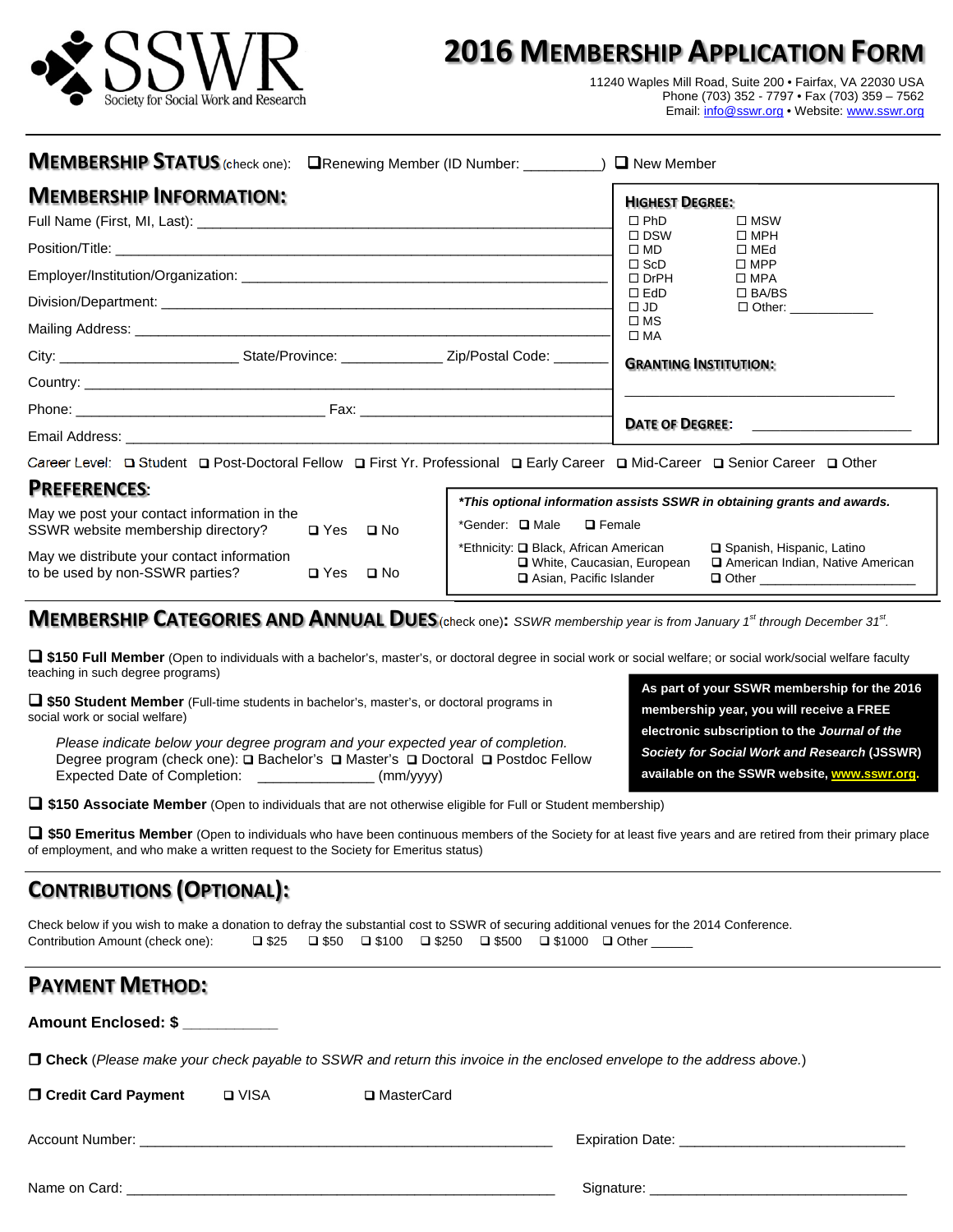**SSWR** Society for Social Work and Research

# 2016 Membership Application Form

11240 Waples Mill Road, Suite 200 • Fairfax, VA 22030 USA
Phone (703) 352 - 7797 • Fax (703) 359 – 7562
Email: info@sswr.org • Website: www.sswr.org

## Membership Status (check one):

❑ Renewing Member (ID Number: __________) ❑ New Member

## Membership Information:

Full Name (First, MI, Last): ____________________________________________

Position/Title: ____________________________________________

Employer/Institution/Organization: ____________________________________________

Division/Department: ____________________________________________

Mailing Address: ____________________________________________

City: ______________________ State/Province: _____________ Zip/Postal Code: _______

Country: ____________________________________________

Phone: ______________________________ Fax: ______________________________

Email Address: ____________________________________________

### Highest Degree:

☐ PhD ☐ MSW
☐ DSW ☐ MPH
☐ MD ☐ MEd
☐ ScD ☐ MPP
☐ DrPH ☐ MPA
☐ EdD ☐ BA/BS
☐ JD ☐ Other: ____________
☐ MS
☐ MA

### Granting Institution:

______________________________

### Date of Degree: ____________________

Career Level: ❑ Student ❑ Post-Doctoral Fellow ❑ First Yr. Professional ❑ Early Career ❑ Mid-Career ❑ Senior Career ❑ Other

## Preferences:

May we post your contact information in the SSWR website membership directory? ❑ Yes ❑ No

May we distribute your contact information to be used by non-SSWR parties? ❑ Yes ❑ No

***This optional information assists SSWR in obtaining grants and awards.***

*Gender: ❑ Male ❑ Female

*Ethnicity: ❑ Black, African American ❑ Spanish, Hispanic, Latino ❑ White, Caucasian, European ❑ American Indian, Native American ❑ Asian, Pacific Islander ❑ Other ____________________

## Membership Categories and Annual Dues (check one): *SSWR membership year is from January 1st through December 31st.*

❑ **$150 Full Member** (Open to individuals with a bachelor's, master's, or doctoral degree in social work or social welfare; or social work/social welfare faculty teaching in such degree programs)

❑ **$50 Student Member** (Full-time students in bachelor's, master's, or doctoral programs in social work or social welfare)

*Please indicate below your degree program and your expected year of completion.*
Degree program (check one): ❑ Bachelor's ❑ Master's ❑ Doctoral ❑ Postdoc Fellow
Expected Date of Completion: _____________ (mm/yyyy)

**As part of your SSWR membership for the 2016 membership year, you will receive a FREE electronic subscription to the *Journal of the Society for Social Work and Research* (JSSWR) available on the SSWR website, www.sswr.org.**

❑ **$150 Associate Member** (Open to individuals that are not otherwise eligible for Full or Student membership)

❑ **$50 Emeritus Member** (Open to individuals who have been continuous members of the Society for at least five years and are retired from their primary place of employment, and who make a written request to the Society for Emeritus status)

## Contributions (Optional):

Check below if you wish to make a donation to defray the substantial cost to SSWR of securing additional venues for the 2014 Conference.
Contribution Amount (check one): ❑ $25 ❑ $50 ❑ $100 ❑ $250 ❑ $500 ❑ $1000 ❑ Other ______

## Payment Method:

**Amount Enclosed: $** ___________

❑ **Check** (*Please make your check payable to SSWR and return this invoice in the enclosed envelope to the address above.*)

❑ **Credit Card Payment** ❑ VISA ❑ MasterCard

Account Number: ______________________________________________ Expiration Date: __________________________

Name on Card: ______________________________________________ Signature: ______________________________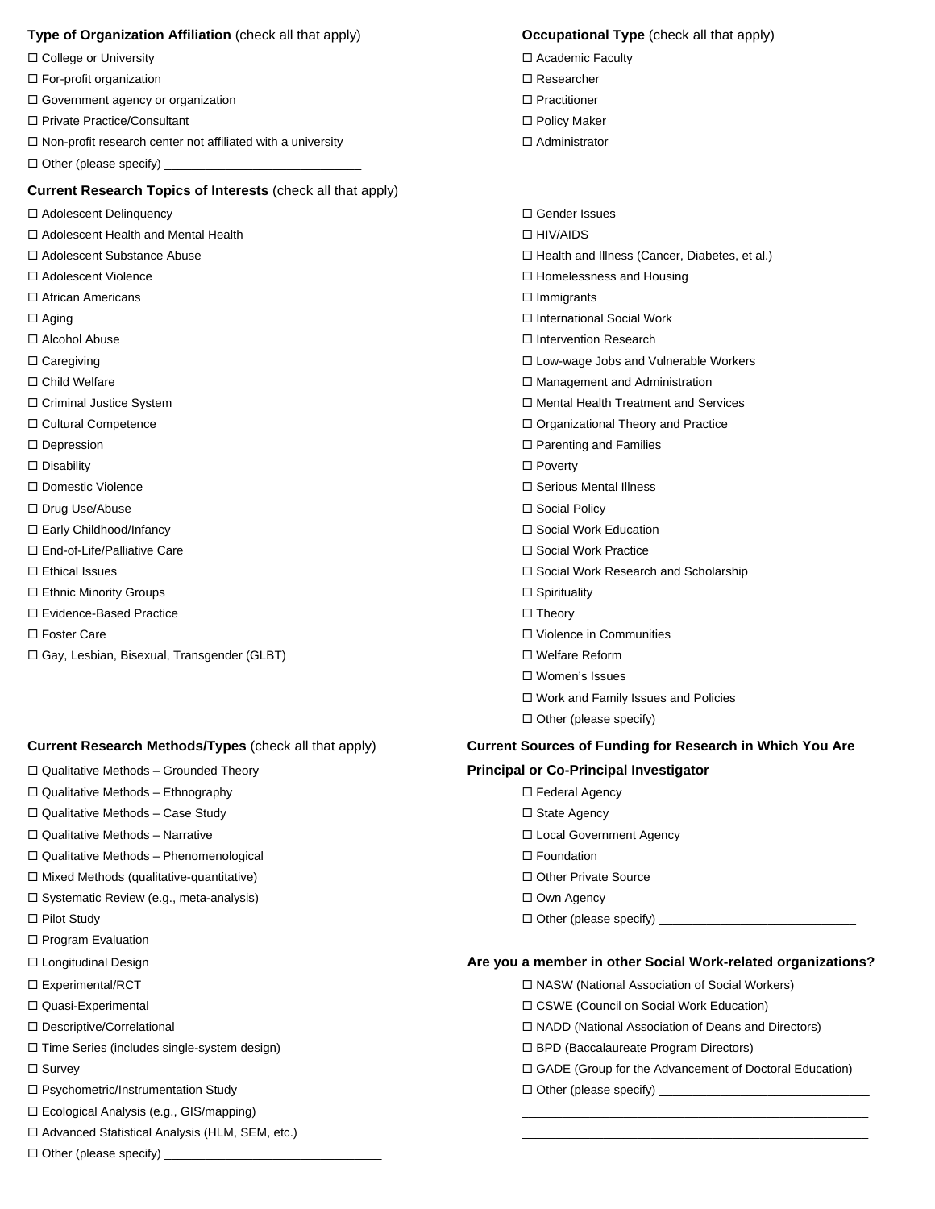**Type of Organization Affiliation** (check all that apply)

- ☐ College or University
- ☐ For-profit organization
- ☐ Government agency or organization
- ☐ Private Practice/Consultant
- ☐ Non-profit research center not affiliated with a university
- ☐ Other (please specify) ____________________________

**Occupational Type** (check all that apply)

- ☐ Academic Faculty
- ☐ Researcher
- ☐ Practitioner
- ☐ Policy Maker
- ☐ Administrator

**Current Research Topics of Interests** (check all that apply)

- ☐ Adolescent Delinquency
- ☐ Adolescent Health and Mental Health
- ☐ Adolescent Substance Abuse
- ☐ Adolescent Violence
- ☐ African Americans
- ☐ Aging
- ☐ Alcohol Abuse
- ☐ Caregiving
- ☐ Child Welfare
- ☐ Criminal Justice System
- ☐ Cultural Competence
- ☐ Depression
- ☐ Disability
- ☐ Domestic Violence
- ☐ Drug Use/Abuse
- ☐ Early Childhood/Infancy
- ☐ End-of-Life/Palliative Care
- ☐ Ethical Issues
- ☐ Ethnic Minority Groups
- ☐ Evidence-Based Practice
- ☐ Foster Care
- ☐ Gay, Lesbian, Bisexual, Transgender (GLBT)
- ☐ Gender Issues
- ☐ HIV/AIDS
- ☐ Health and Illness (Cancer, Diabetes, et al.)
- ☐ Homelessness and Housing
- ☐ Immigrants
- ☐ International Social Work
- ☐ Intervention Research
- ☐ Low-wage Jobs and Vulnerable Workers
- ☐ Management and Administration
- ☐ Mental Health Treatment and Services
- ☐ Organizational Theory and Practice
- ☐ Parenting and Families
- ☐ Poverty
- ☐ Serious Mental Illness
- ☐ Social Policy
- ☐ Social Work Education
- ☐ Social Work Practice
- ☐ Social Work Research and Scholarship
- ☐ Spirituality
- ☐ Theory
- ☐ Violence in Communities
- ☐ Welfare Reform
- ☐ Women's Issues
- ☐ Work and Family Issues and Policies
- ☐ Other (please specify) ___________________________

**Current Research Methods/Types** (check all that apply)

- ☐ Qualitative Methods – Grounded Theory
- ☐ Qualitative Methods – Ethnography
- ☐ Qualitative Methods – Case Study
- ☐ Qualitative Methods – Narrative
- ☐ Qualitative Methods – Phenomenological
- ☐ Mixed Methods (qualitative-quantitative)
- ☐ Systematic Review (e.g., meta-analysis)
- ☐ Pilot Study
- ☐ Program Evaluation
- ☐ Longitudinal Design
- ☐ Experimental/RCT
- ☐ Quasi-Experimental
- ☐ Descriptive/Correlational
- ☐ Time Series (includes single-system design)
- ☐ Survey
- ☐ Psychometric/Instrumentation Study
- ☐ Ecological Analysis (e.g., GIS/mapping)
- ☐ Advanced Statistical Analysis (HLM, SEM, etc.)
- ☐ Other (please specify) _______________________________

**Current Sources of Funding for Research in Which You Are Principal or Co-Principal Investigator**

- ☐ Federal Agency
- ☐ State Agency
- ☐ Local Government Agency
- ☐ Foundation
- ☐ Other Private Source
- ☐ Own Agency
- ☐ Other (please specify) ____________________________

**Are you a member in other Social Work-related organizations?**

- ☐ NASW (National Association of Social Workers)
- ☐ CSWE (Council on Social Work Education)
- ☐ NADD (National Association of Deans and Directors)
- ☐ BPD (Baccalaureate Program Directors)
- ☐ GADE (Group for the Advancement of Doctoral Education)
- ☐ Other (please specify) ______________________________

_____________________________________________________

_____________________________________________________